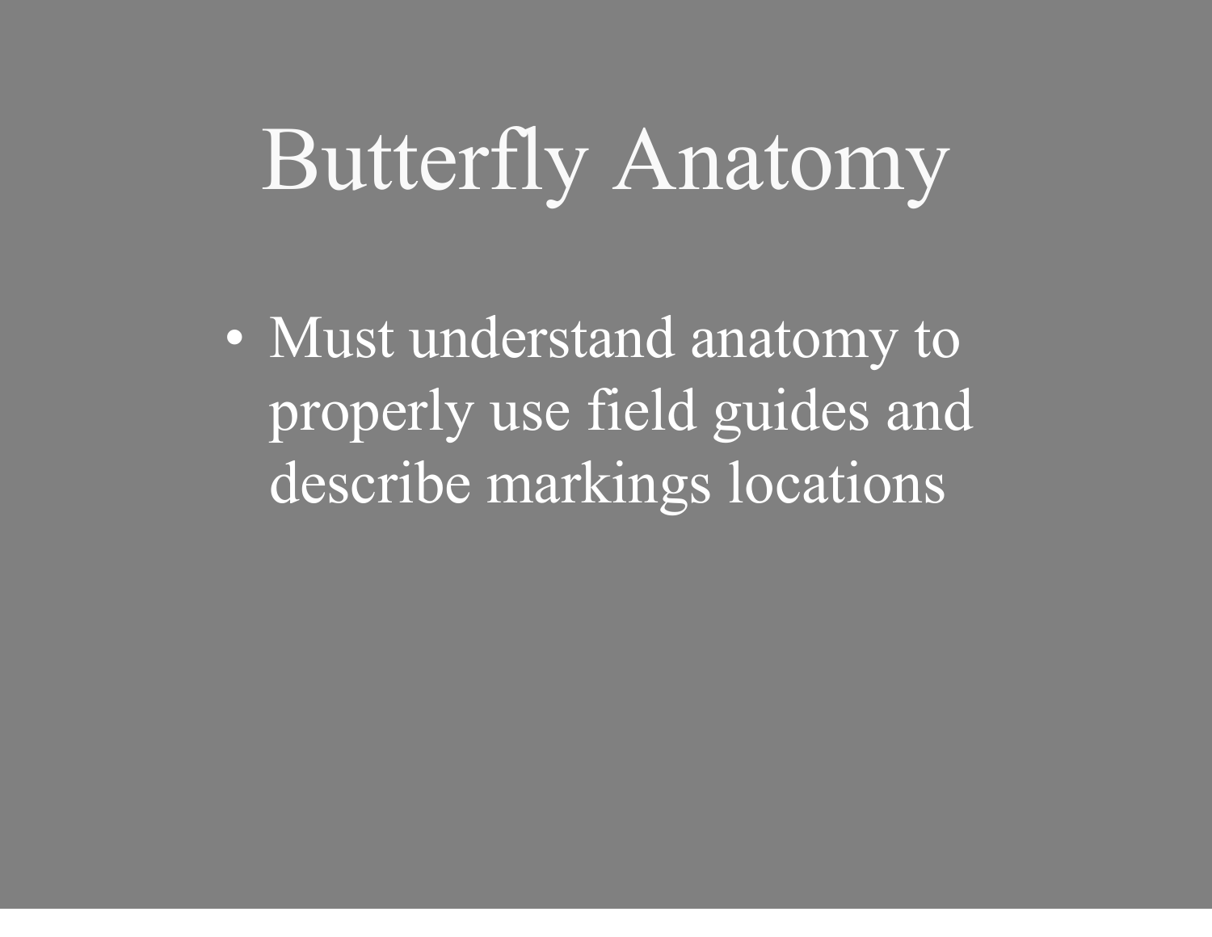# Butterfly Anatomy

- Must understand anatomy to properly use field guides and describe markings locations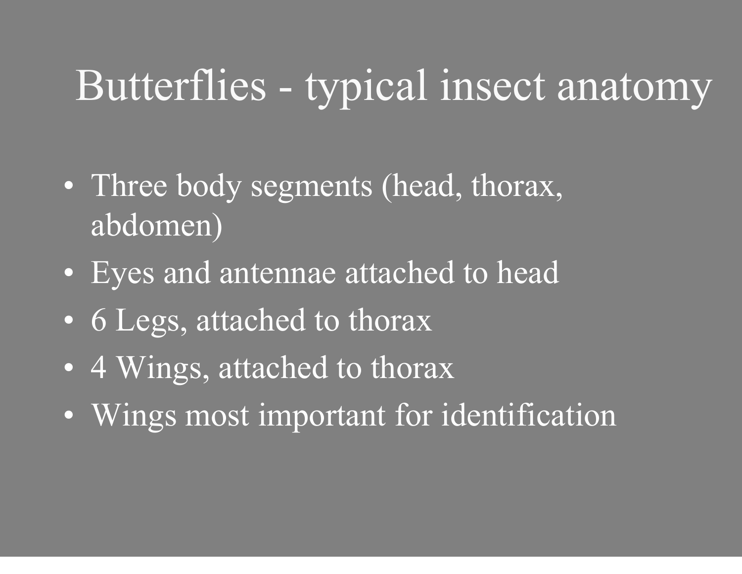# Butterflies - typical insect anatomy

- Three body segments (head, thorax, abdomen)
- Eyes and antennae attached to head
- 6 Legs, attached to thorax
- 4 Wings, attached to thorax
- Wings most important for identification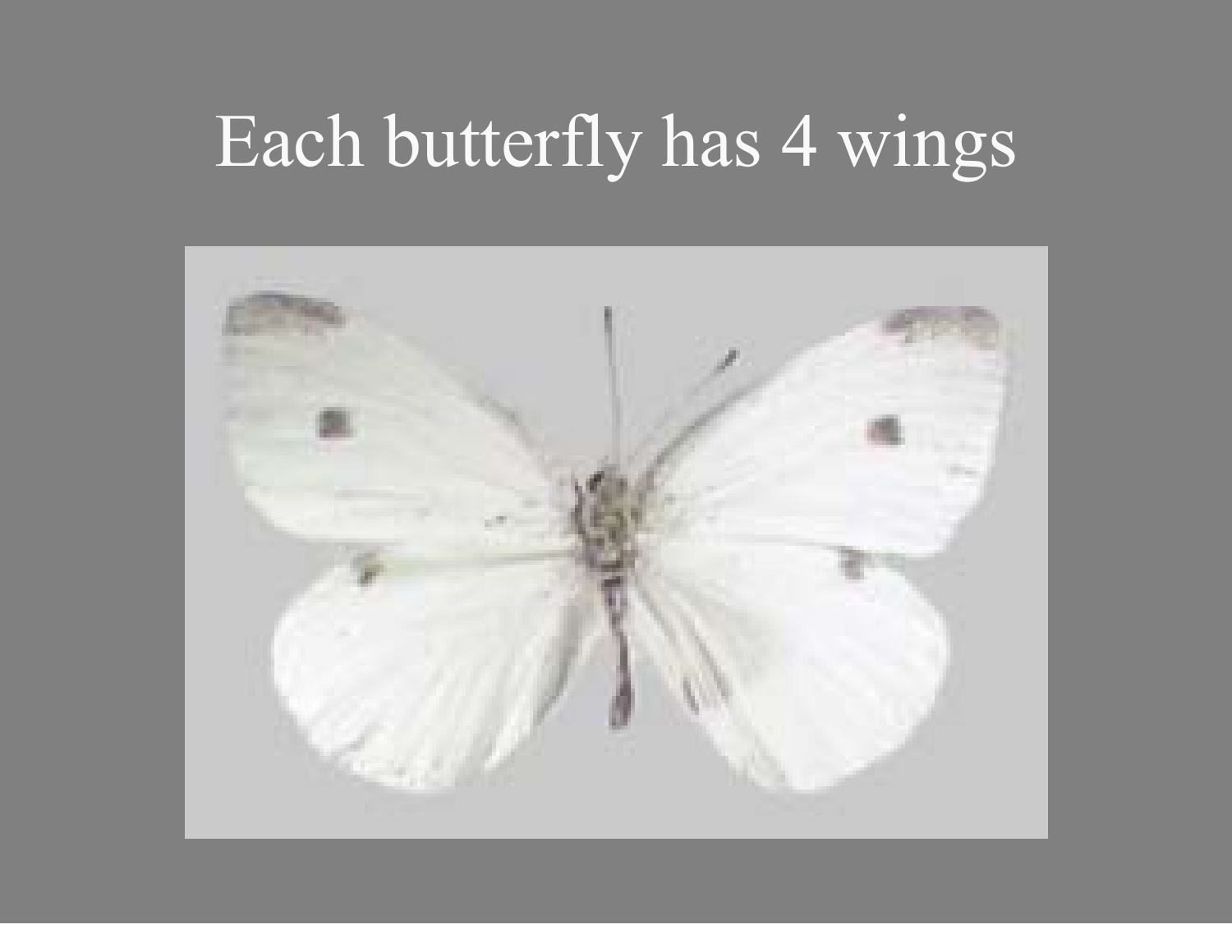# Each butterfly has 4 wings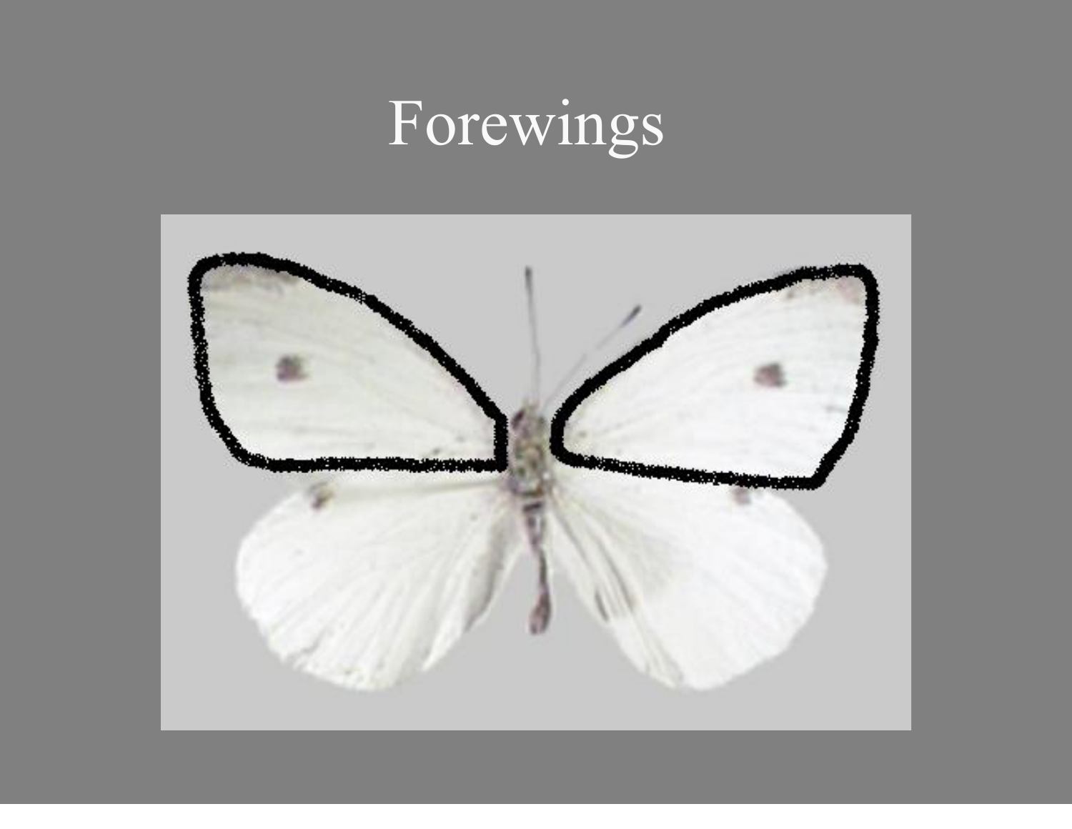# Forewings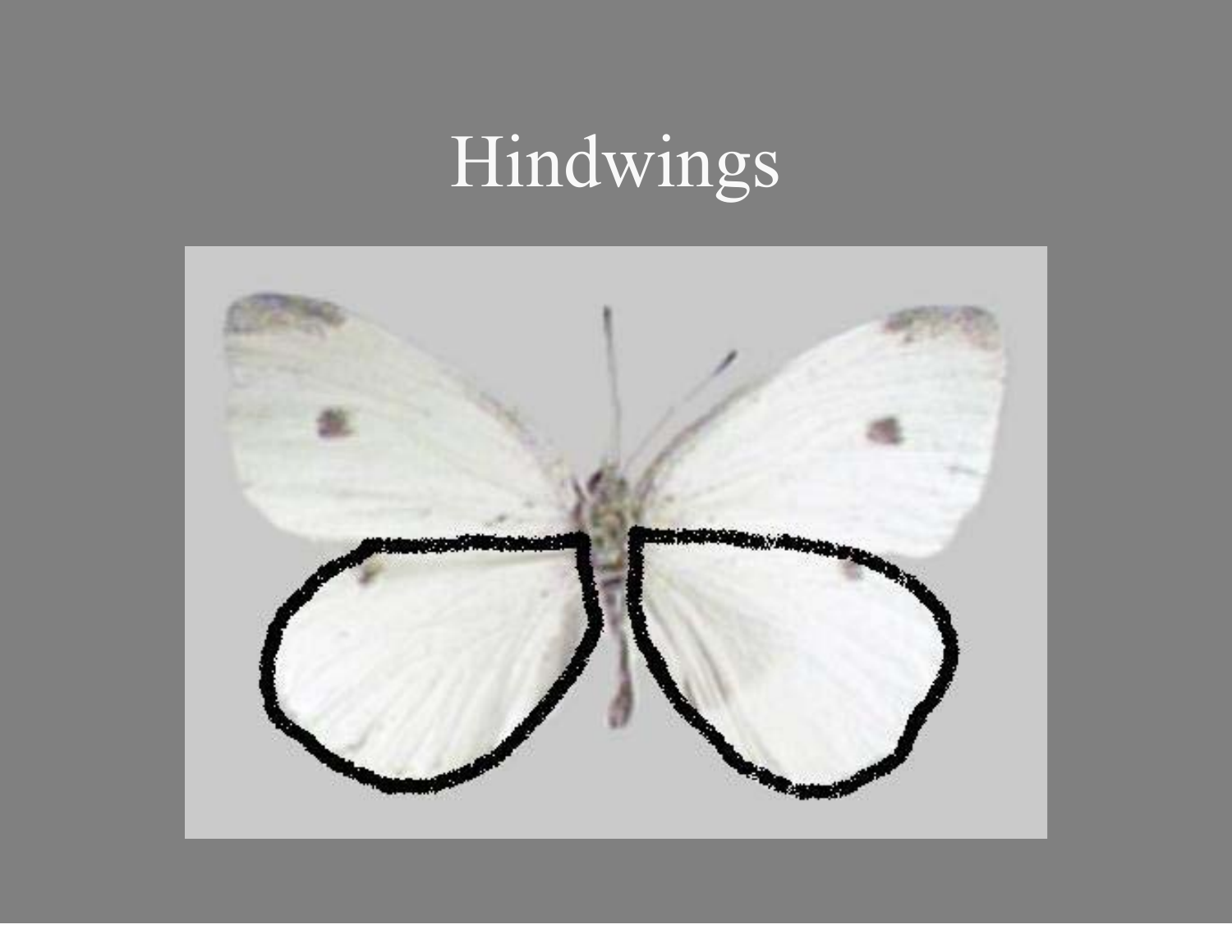# Hindwings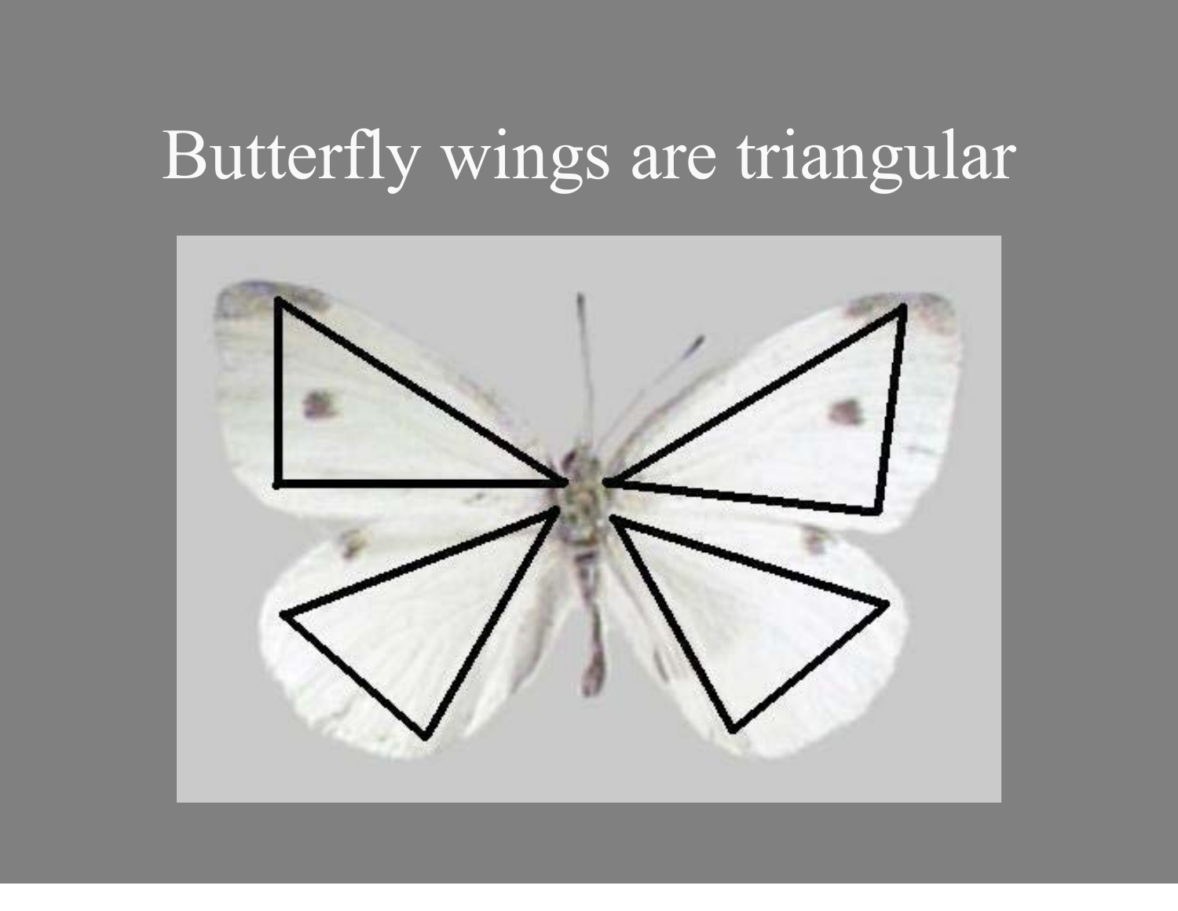# Butterfly wings are triangular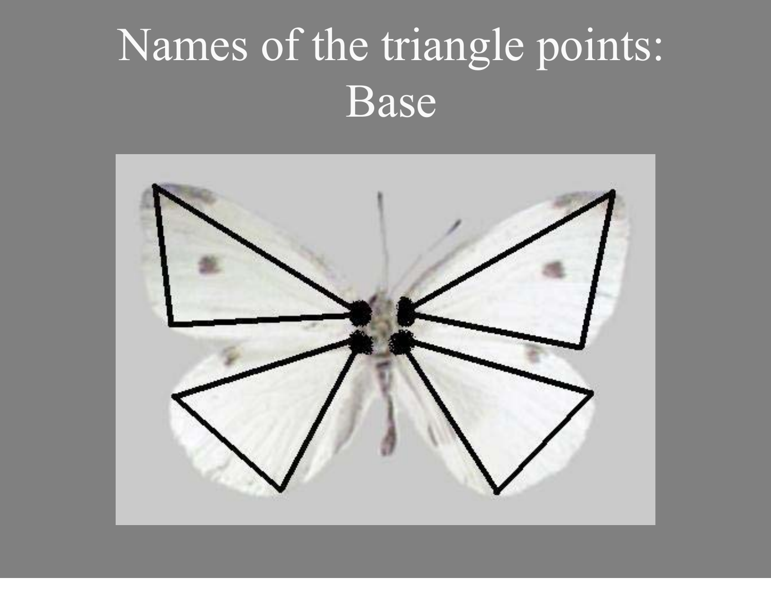# Names of the triangle points: Base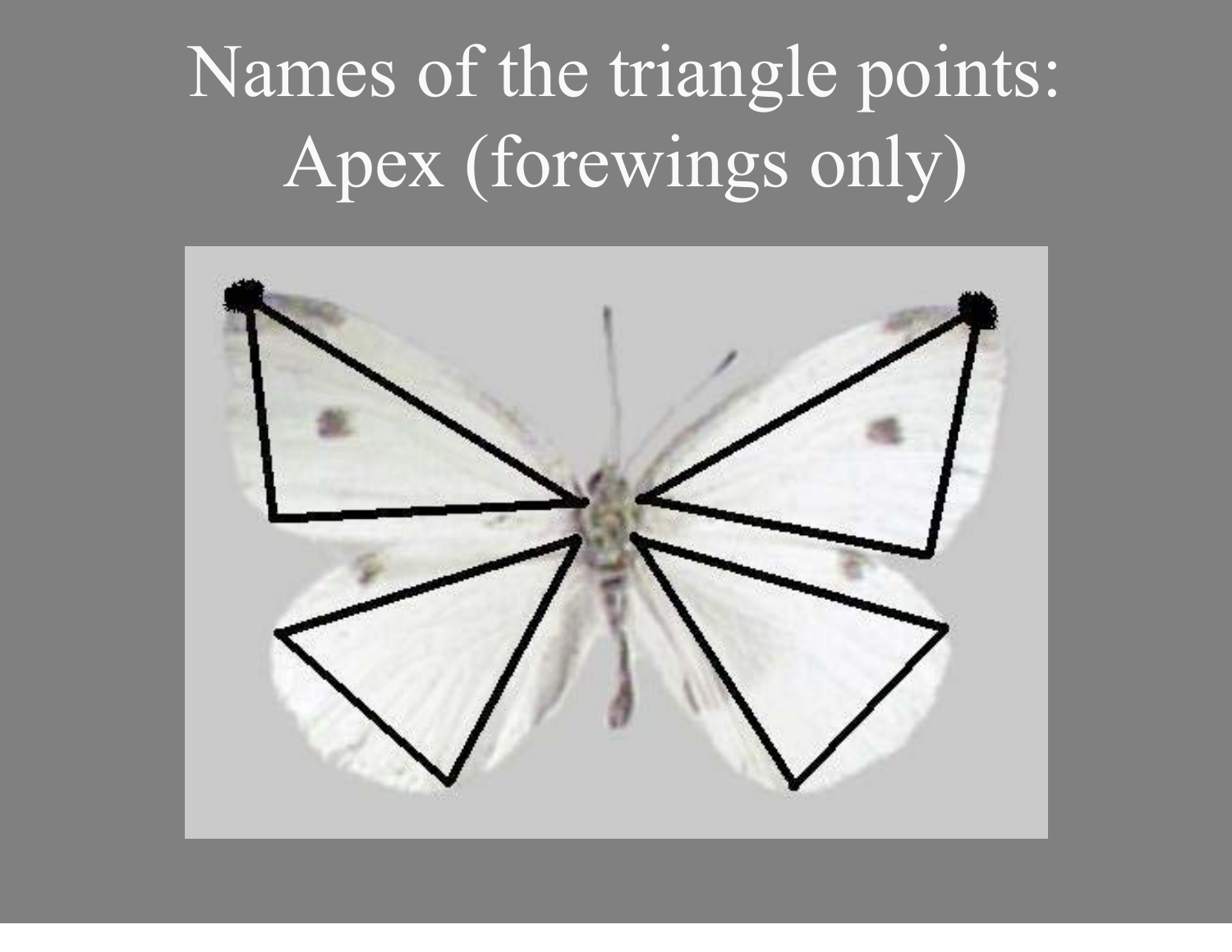# Names of the triangle points: Apex (forewings only)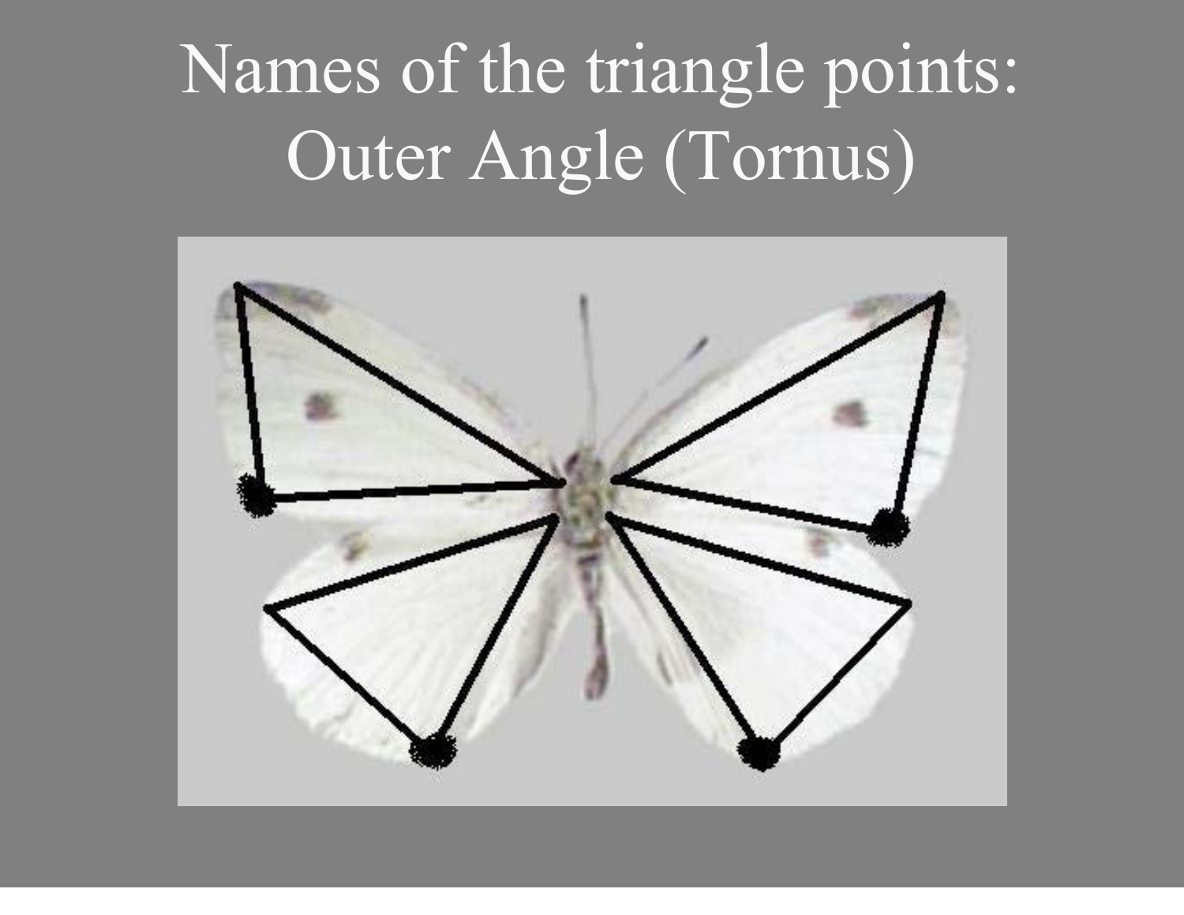# Names of the triangle points: Outer Angle (Tornus)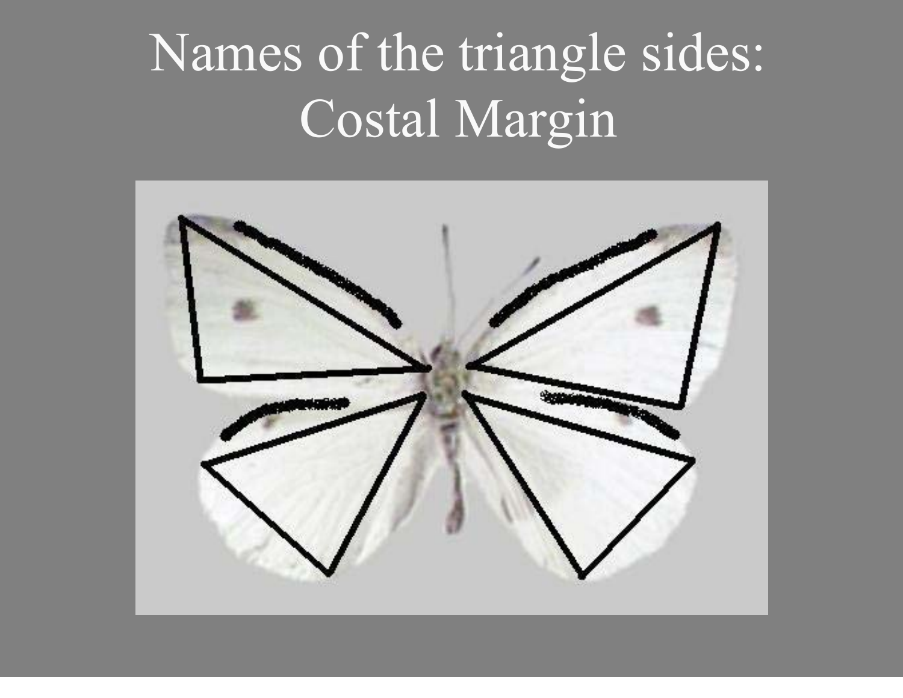# Names of the triangle sides: Costal Margin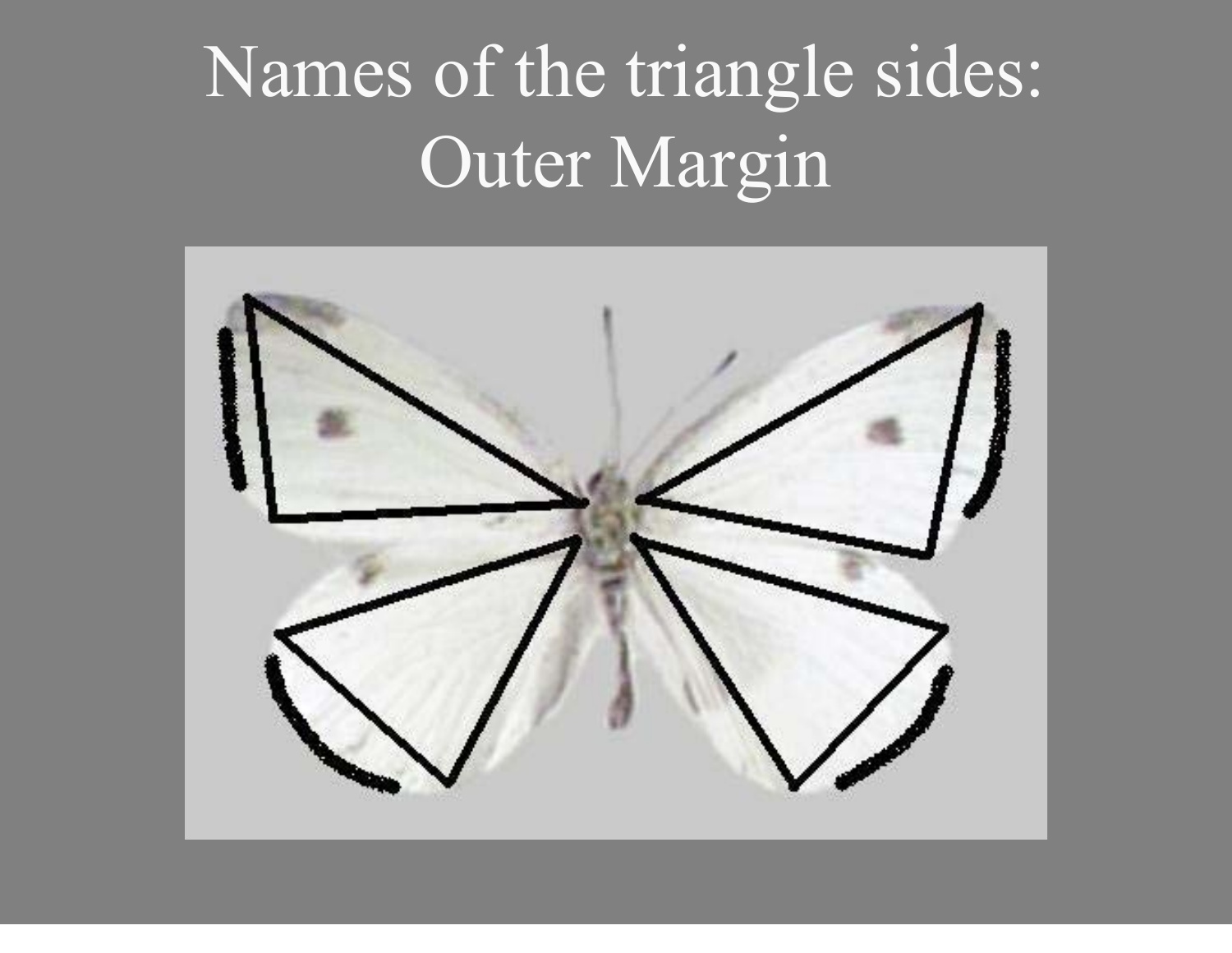# Names of the triangle sides: Outer Margin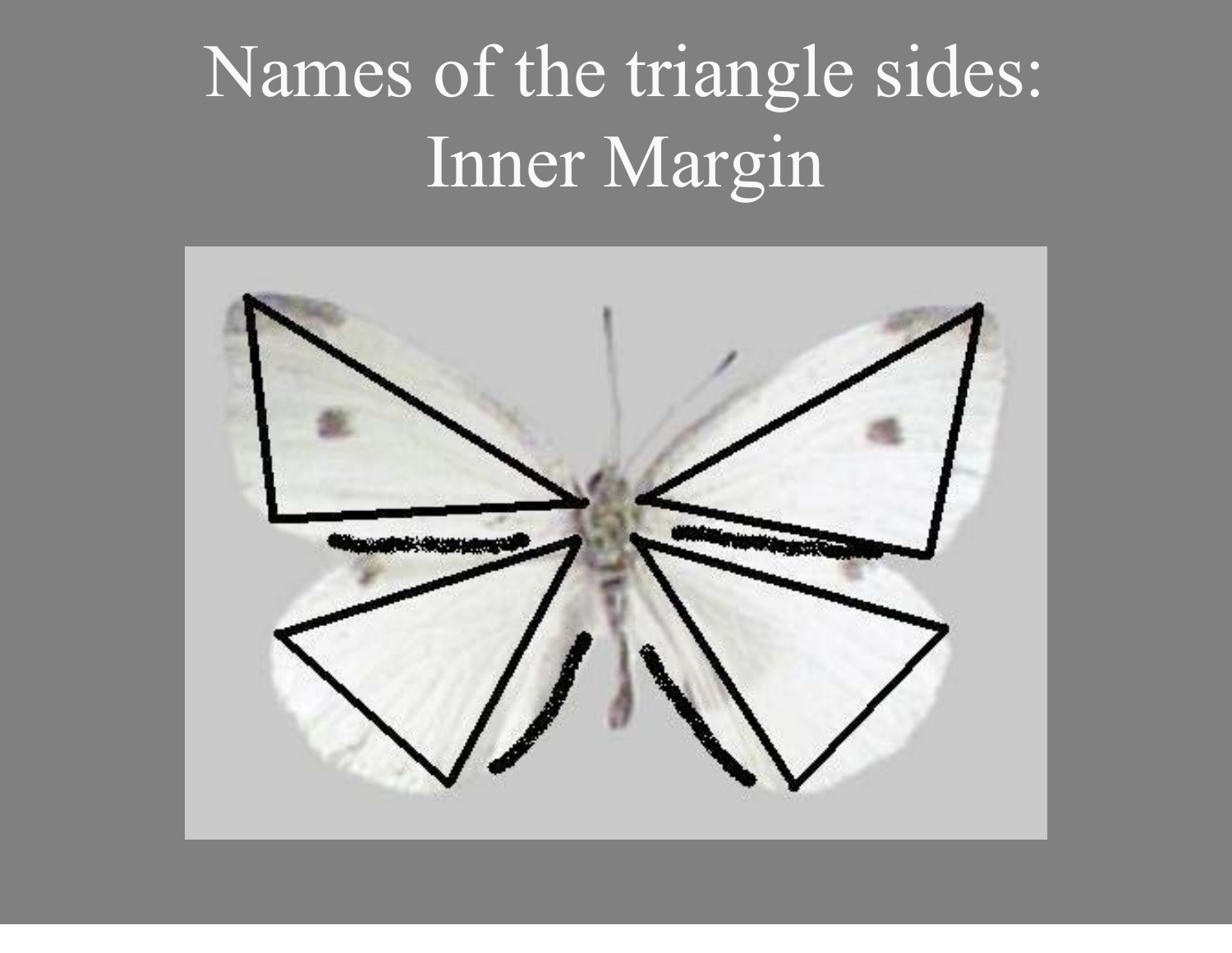# Names of the triangle sides: Inner Margin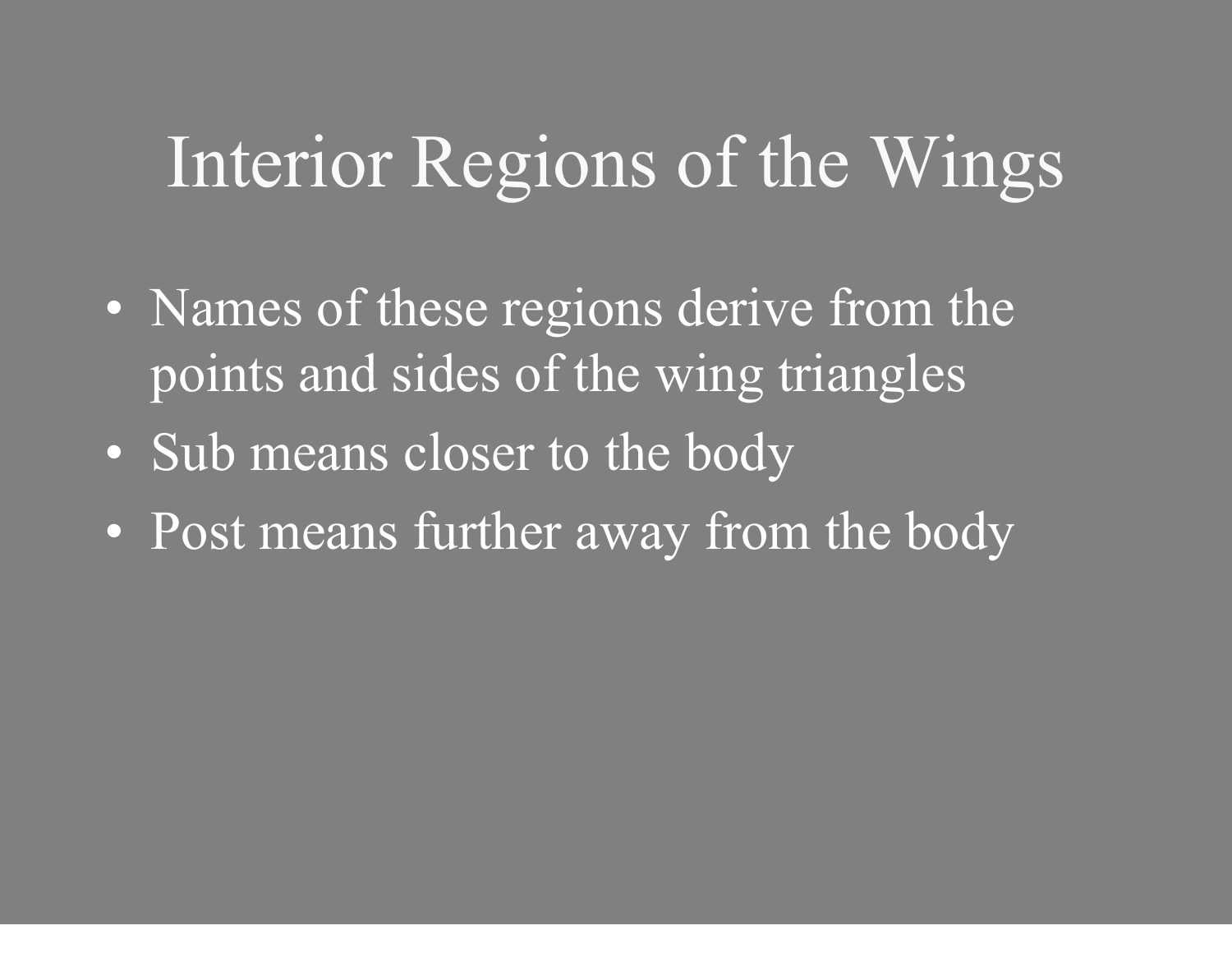# Interior Regions of the Wings

- Names of these regions derive from the points and sides of the wing triangles
- Sub means closer to the body
- Post means further away from the body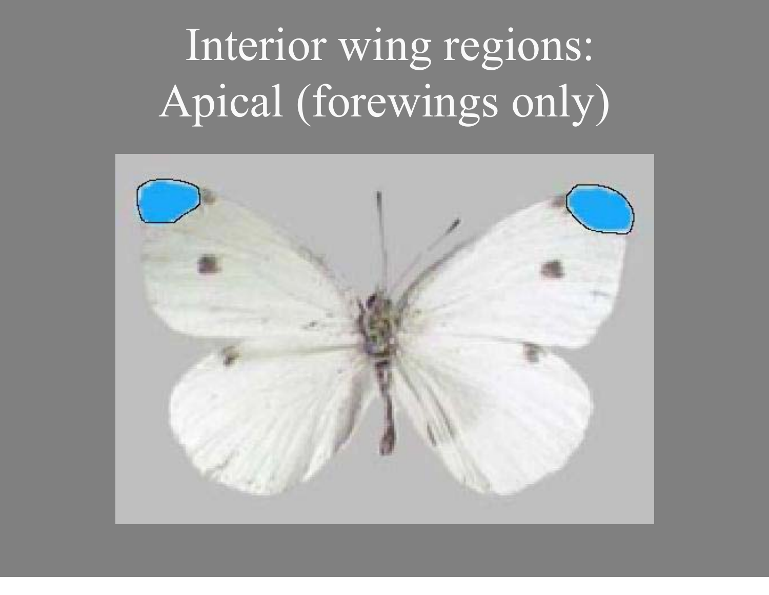# Interior wing regions: Apical (forewings only)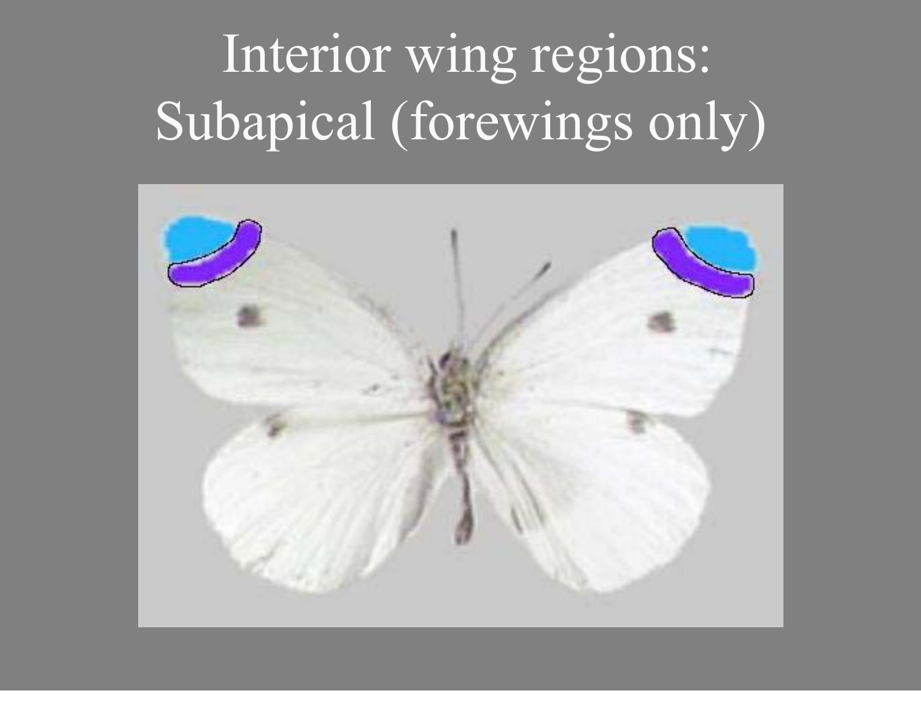# Interior wing regions: Subapical (forewings only)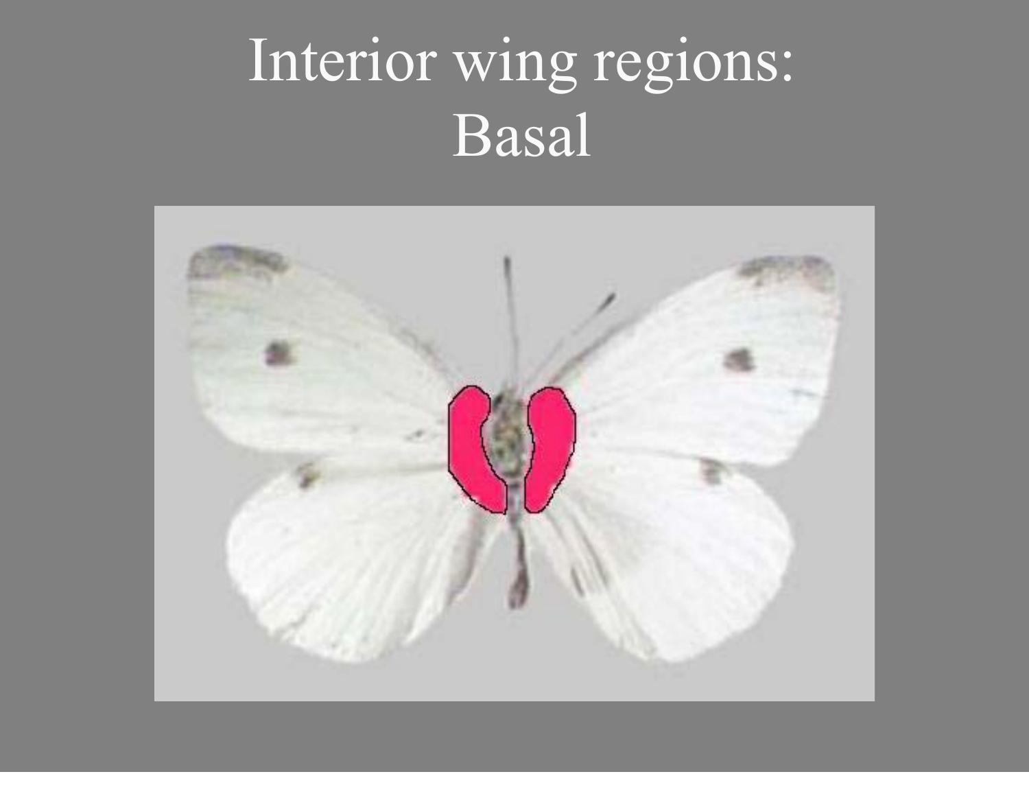# Interior wing regions: Basal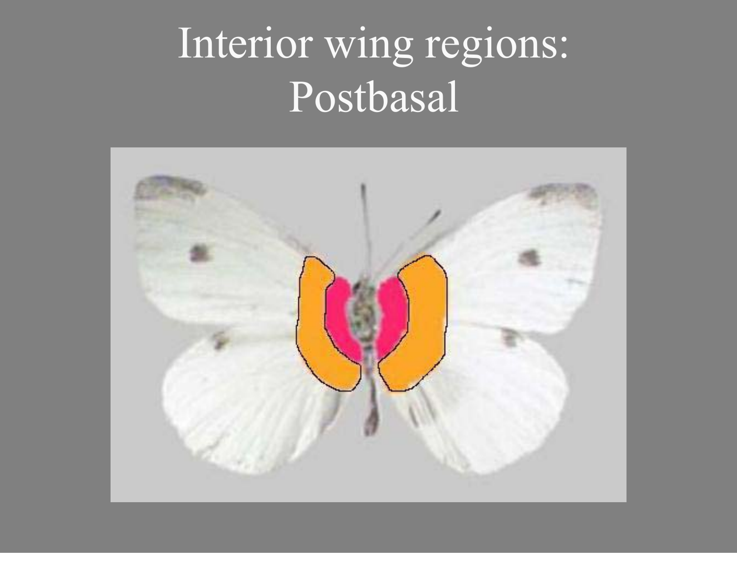# Interior wing regions: Postbasal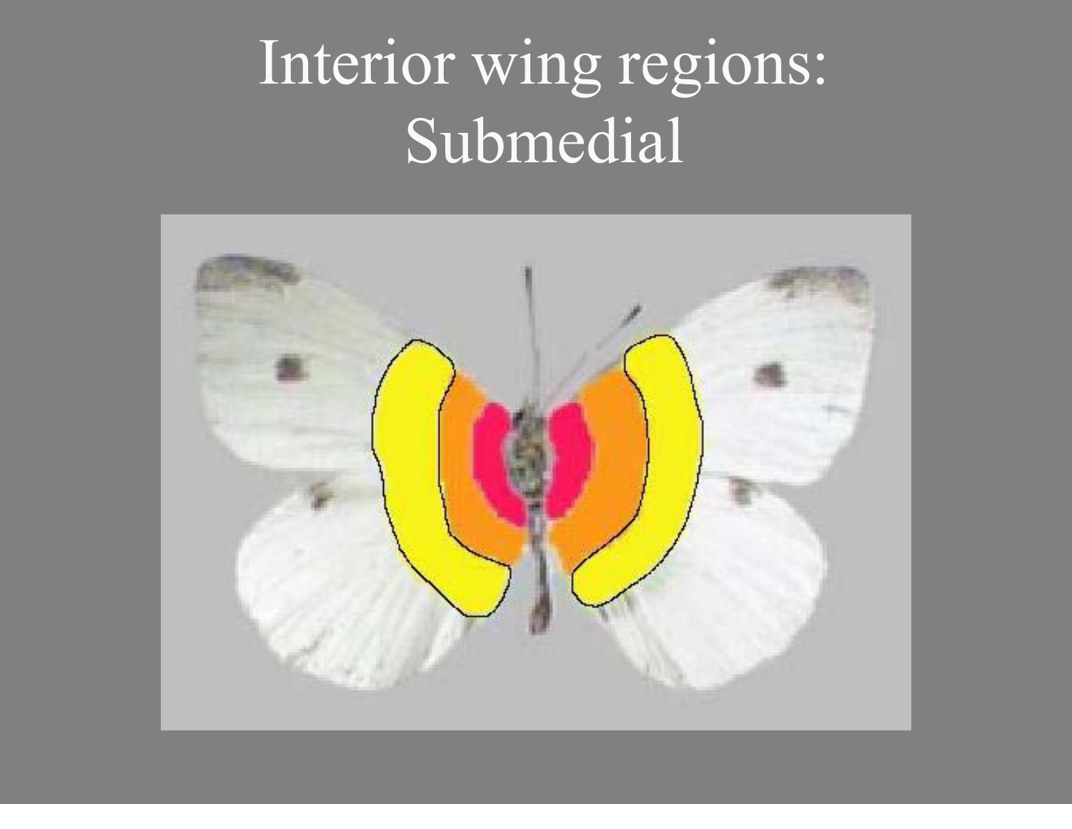# Interior wing regions: Submedial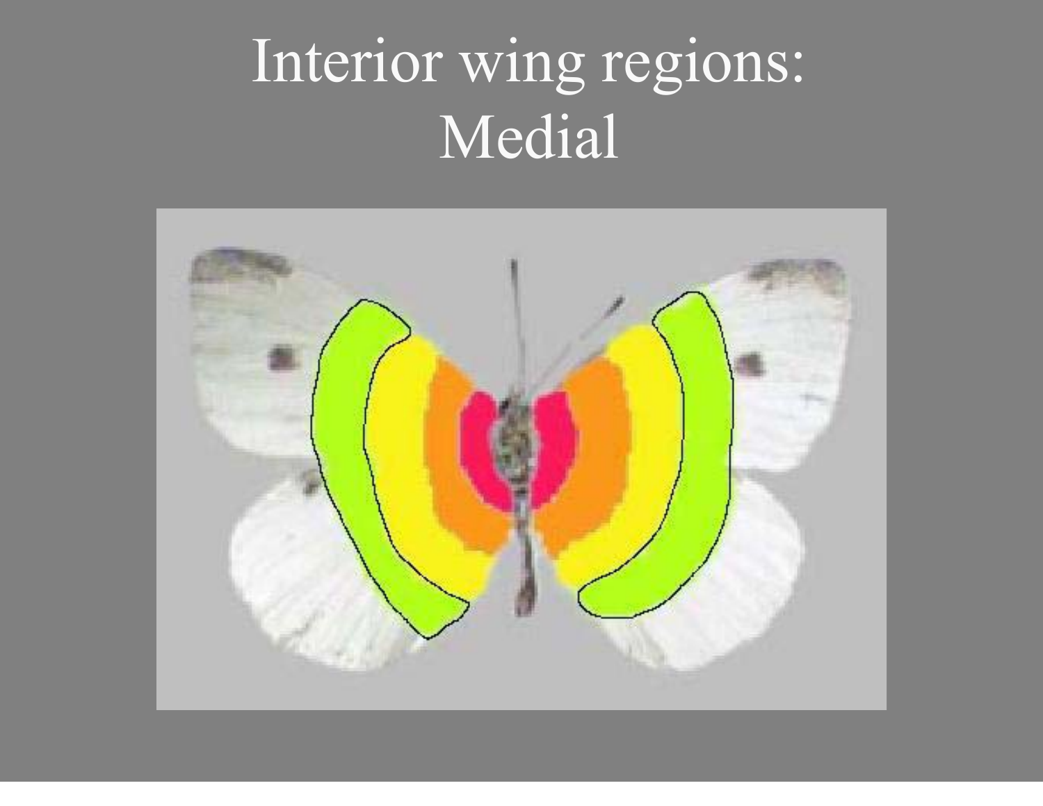# Interior wing regions: Medial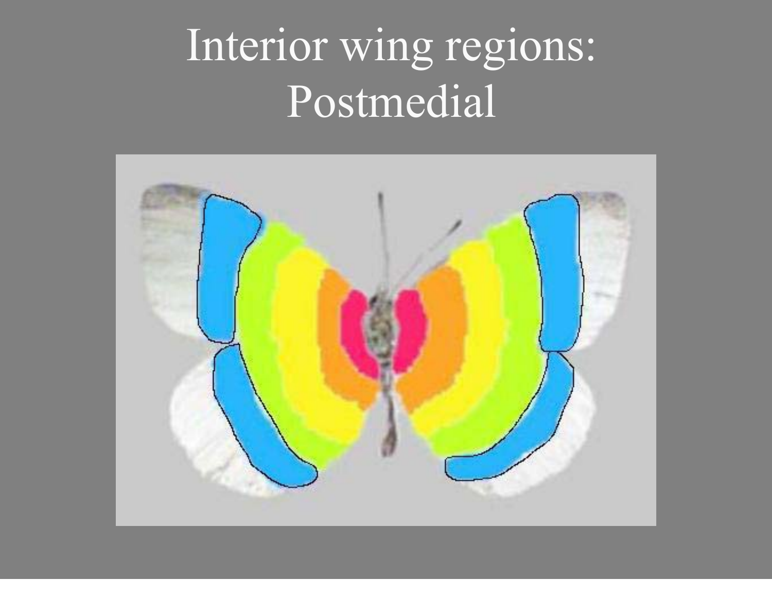# Interior wing regions: Postmedial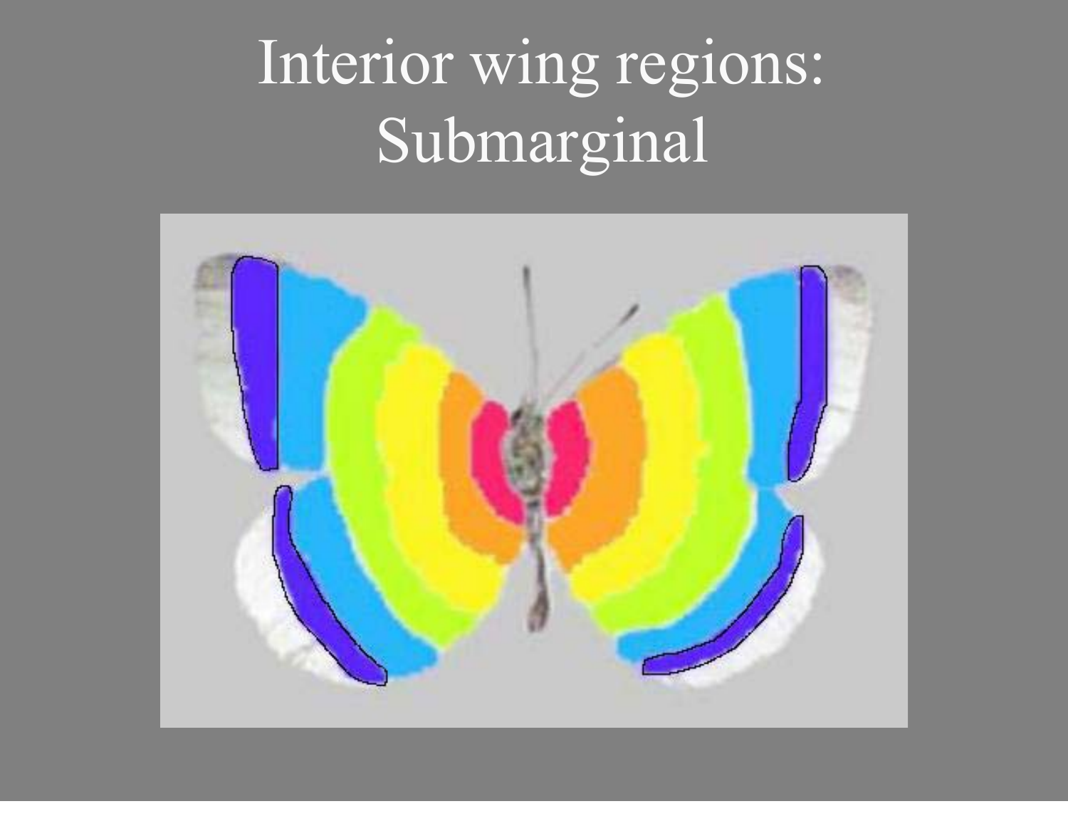# Interior wing regions: Submarginal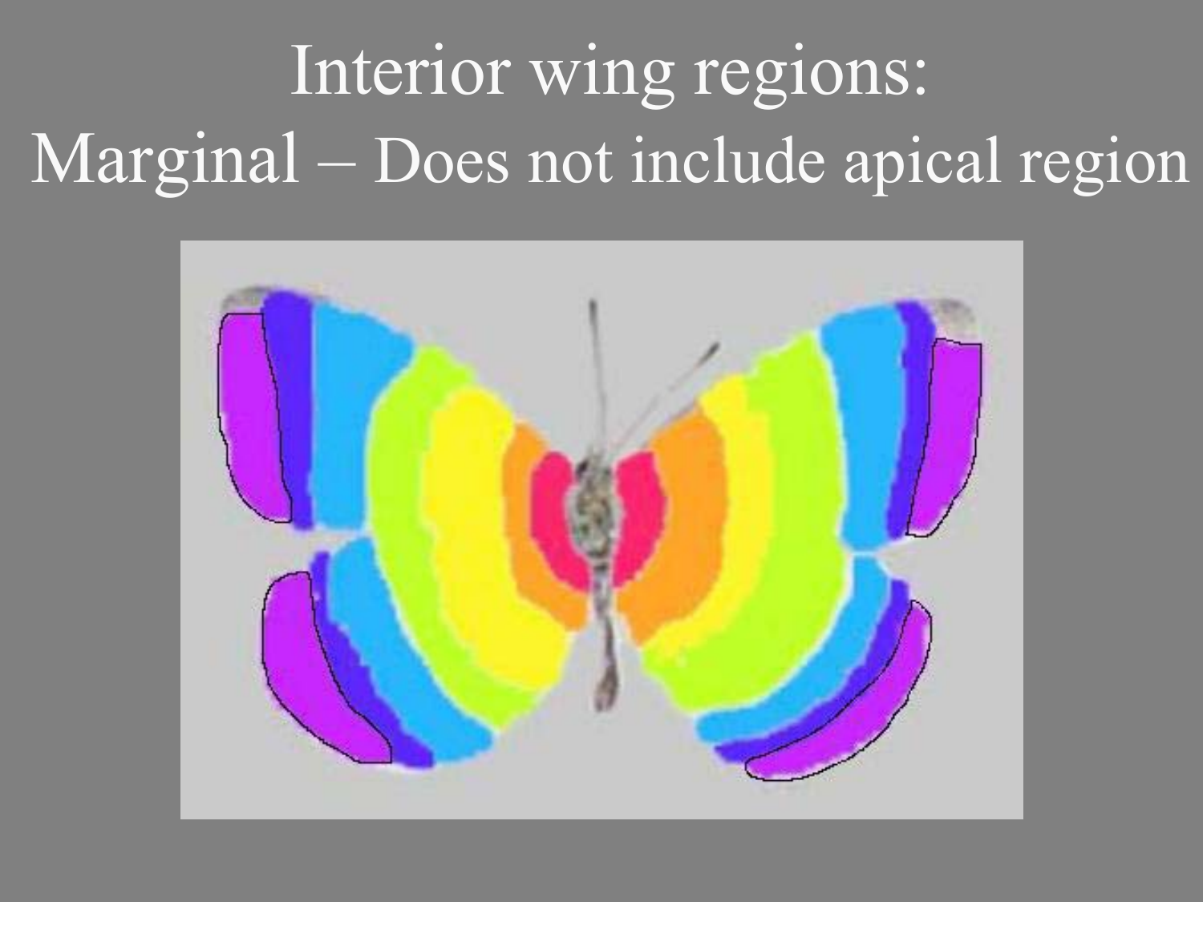# Interior wing regions:

## Marginal – Does not include apical region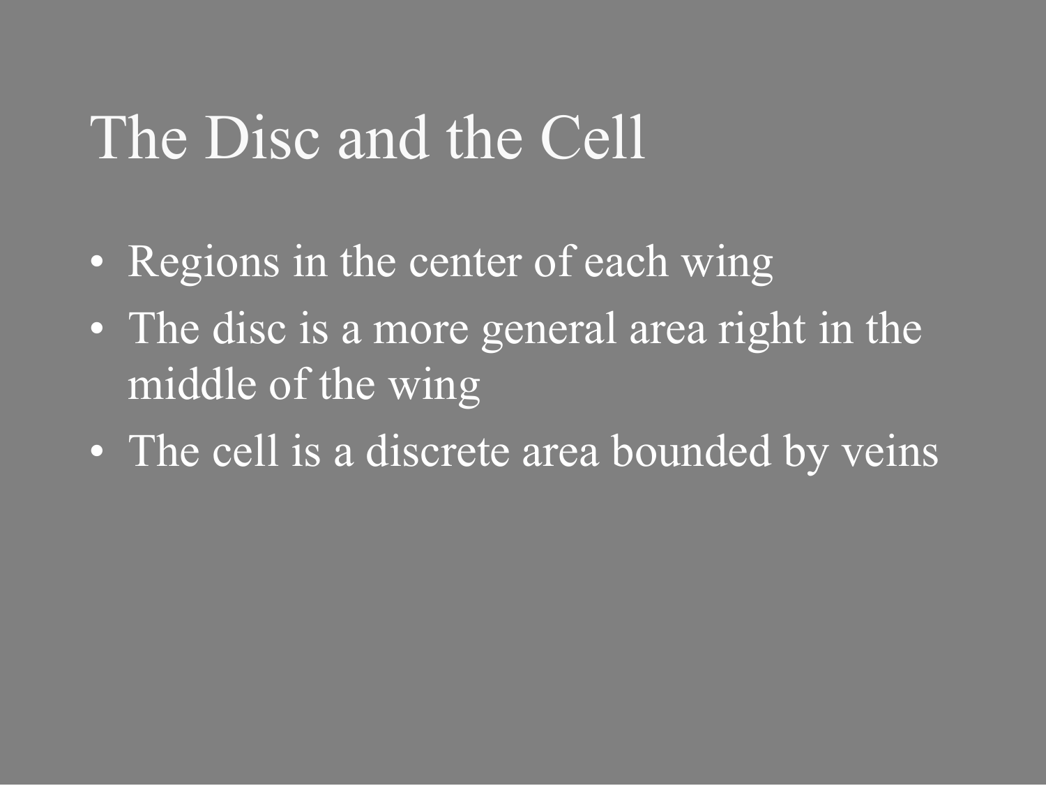# The Disc and the Cell

- Regions in the center of each wing
- The disc is a more general area right in the middle of the wing
- The cell is a discrete area bounded by veins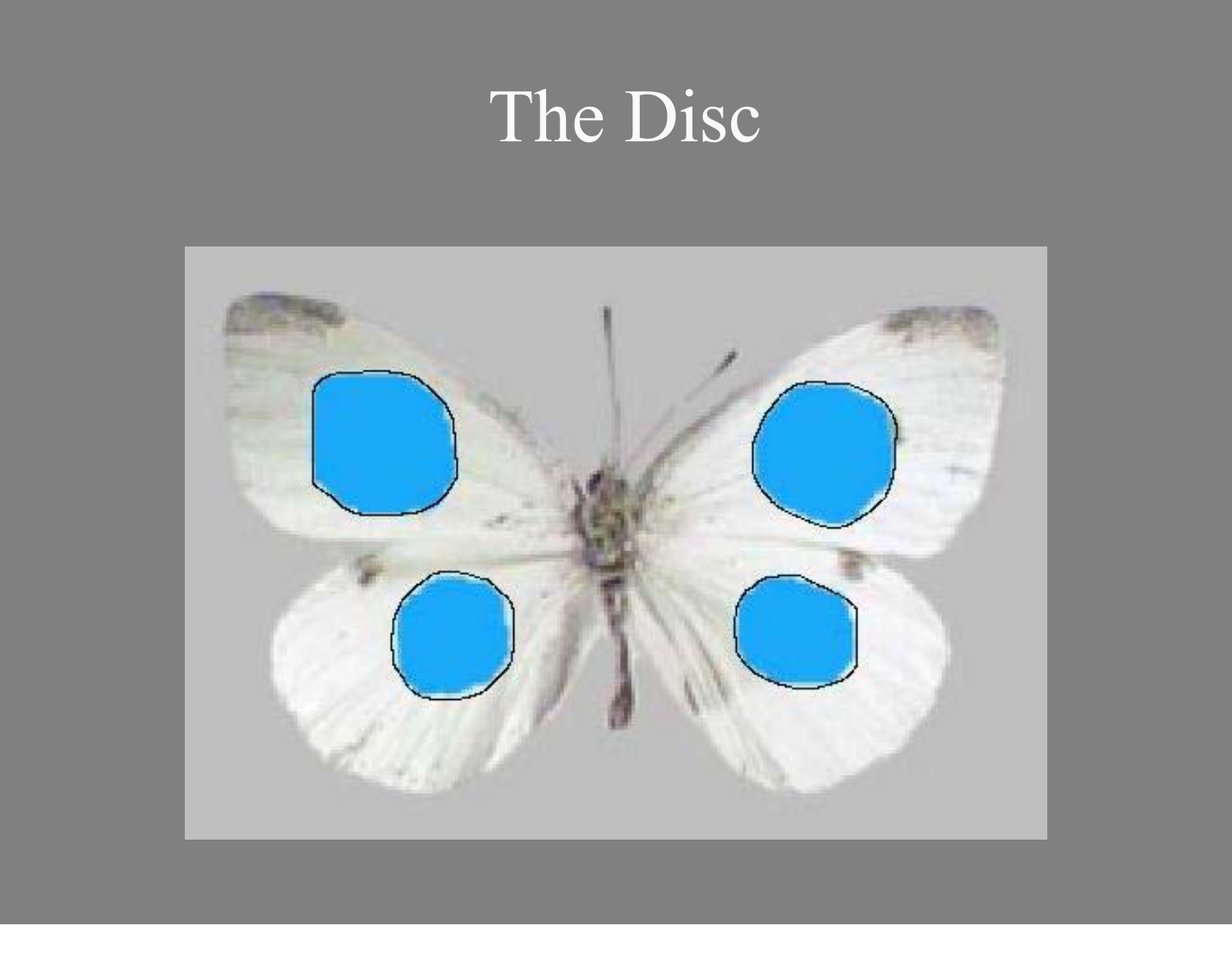# The Disc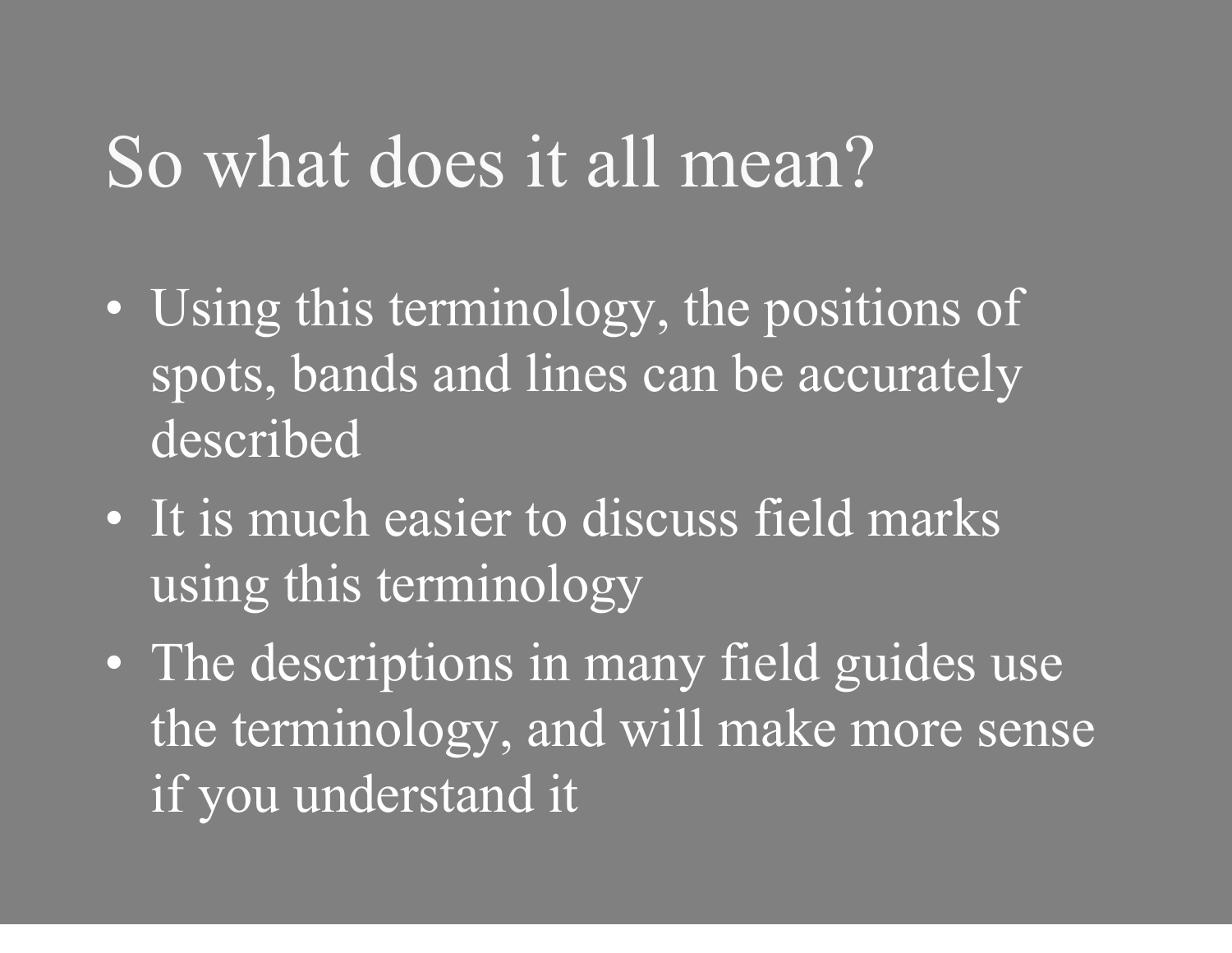# So what does it all mean?

- Using this terminology, the positions of spots, bands and lines can be accurately described
- It is much easier to discuss field marks using this terminology
- The descriptions in many field guides use the terminology, and will make more sense if you understand it